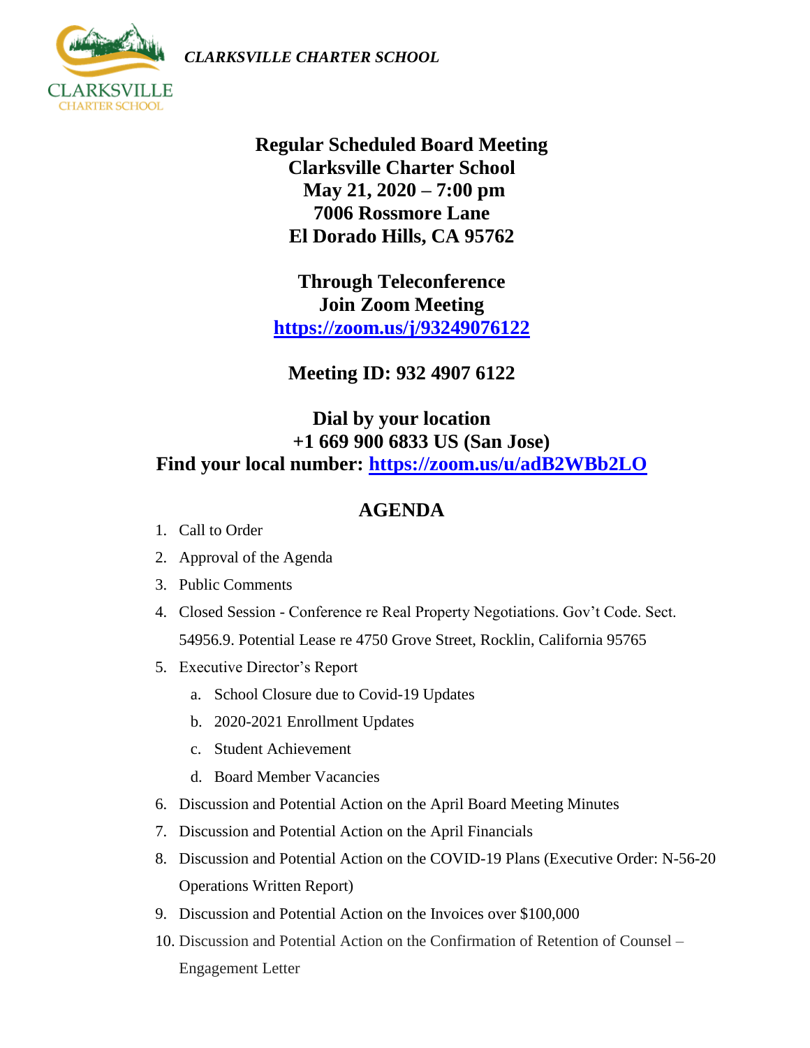*CLARKSVILLE CHARTER SCHOOL*

**Regular Scheduled Board Meeting**
**Clarksville Charter School**
**May 21, 2020 – 7:00 pm**
**7006 Rossmore Lane**
**El Dorado Hills, CA 95762**

**Through Teleconference**
**Join Zoom Meeting**
**https://zoom.us/j/93249076122**

**Meeting ID: 932 4907 6122**

**Dial by your location**
**+1 669 900 6833 US (San Jose)**
**Find your local number: https://zoom.us/u/adB2WBb2LO**

## AGENDA

1. Call to Order
2. Approval of the Agenda
3. Public Comments
4. Closed Session - Conference re Real Property Negotiations. Gov't Code. Sect. 54956.9. Potential Lease re 4750 Grove Street, Rocklin, California 95765
5. Executive Director's Report
    a. School Closure due to Covid-19 Updates
    b. 2020-2021 Enrollment Updates
    c. Student Achievement
    d. Board Member Vacancies
6. Discussion and Potential Action on the April Board Meeting Minutes
7. Discussion and Potential Action on the April Financials
8. Discussion and Potential Action on the COVID-19 Plans (Executive Order: N-56-20 Operations Written Report)
9. Discussion and Potential Action on the Invoices over $100,000
10. Discussion and Potential Action on the Confirmation of Retention of Counsel – Engagement Letter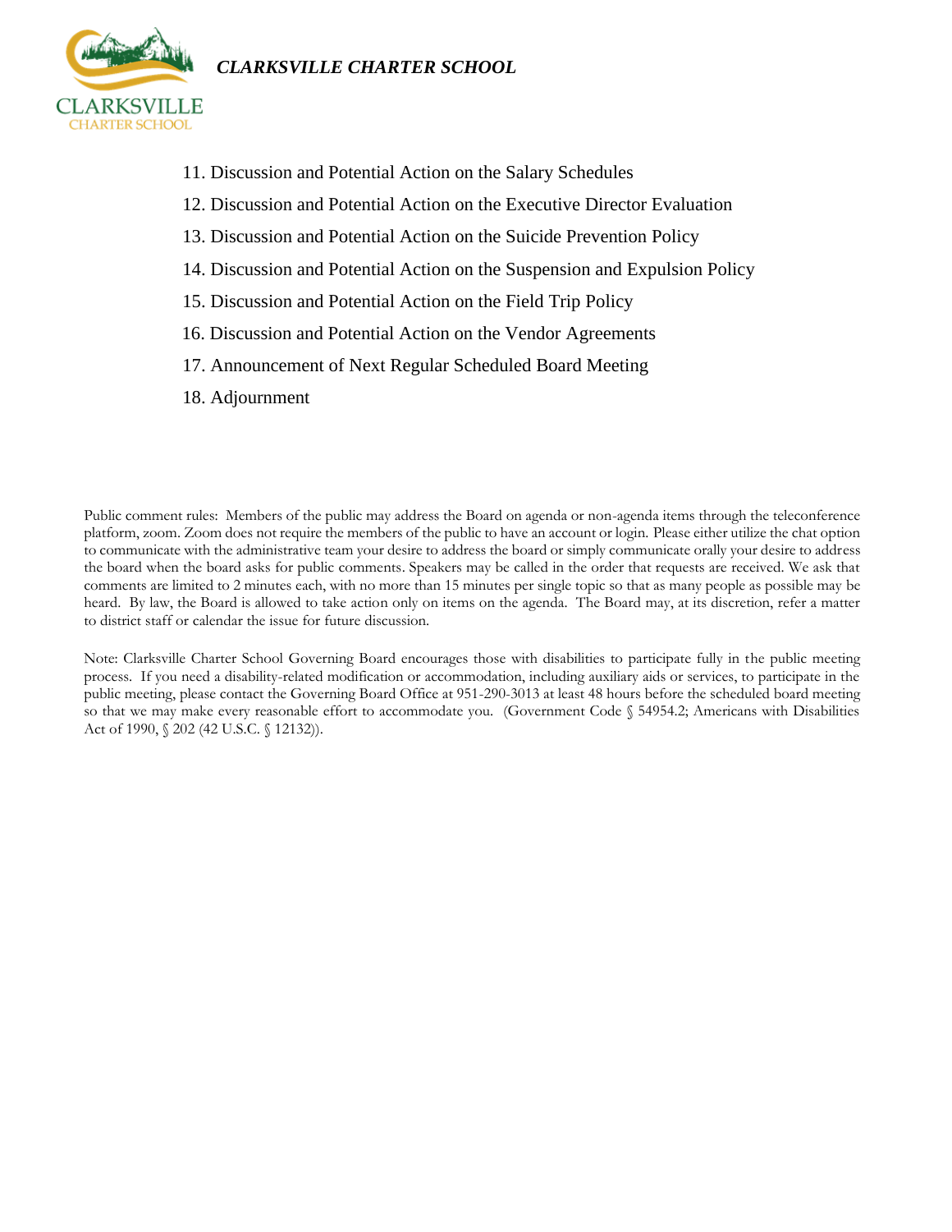11. Discussion and Potential Action on the Salary Schedules
12. Discussion and Potential Action on the Executive Director Evaluation
13. Discussion and Potential Action on the Suicide Prevention Policy
14. Discussion and Potential Action on the Suspension and Expulsion Policy
15. Discussion and Potential Action on the Field Trip Policy
16. Discussion and Potential Action on the Vendor Agreements
17. Announcement of Next Regular Scheduled Board Meeting
18. Adjournment

Public comment rules: Members of the public may address the Board on agenda or non-agenda items through the teleconference platform, zoom. Zoom does not require the members of the public to have an account or login. Please either utilize the chat option to communicate with the administrative team your desire to address the board or simply communicate orally your desire to address the board when the board asks for public comments. Speakers may be called in the order that requests are received. We ask that comments are limited to 2 minutes each, with no more than 15 minutes per single topic so that as many people as possible may be heard. By law, the Board is allowed to take action only on items on the agenda. The Board may, at its discretion, refer a matter to district staff or calendar the issue for future discussion.

Note: Clarksville Charter School Governing Board encourages those with disabilities to participate fully in the public meeting process. If you need a disability-related modification or accommodation, including auxiliary aids or services, to participate in the public meeting, please contact the Governing Board Office at 951-290-3013 at least 48 hours before the scheduled board meeting so that we may make every reasonable effort to accommodate you. (Government Code § 54954.2; Americans with Disabilities Act of 1990, § 202 (42 U.S.C. § 12132)).